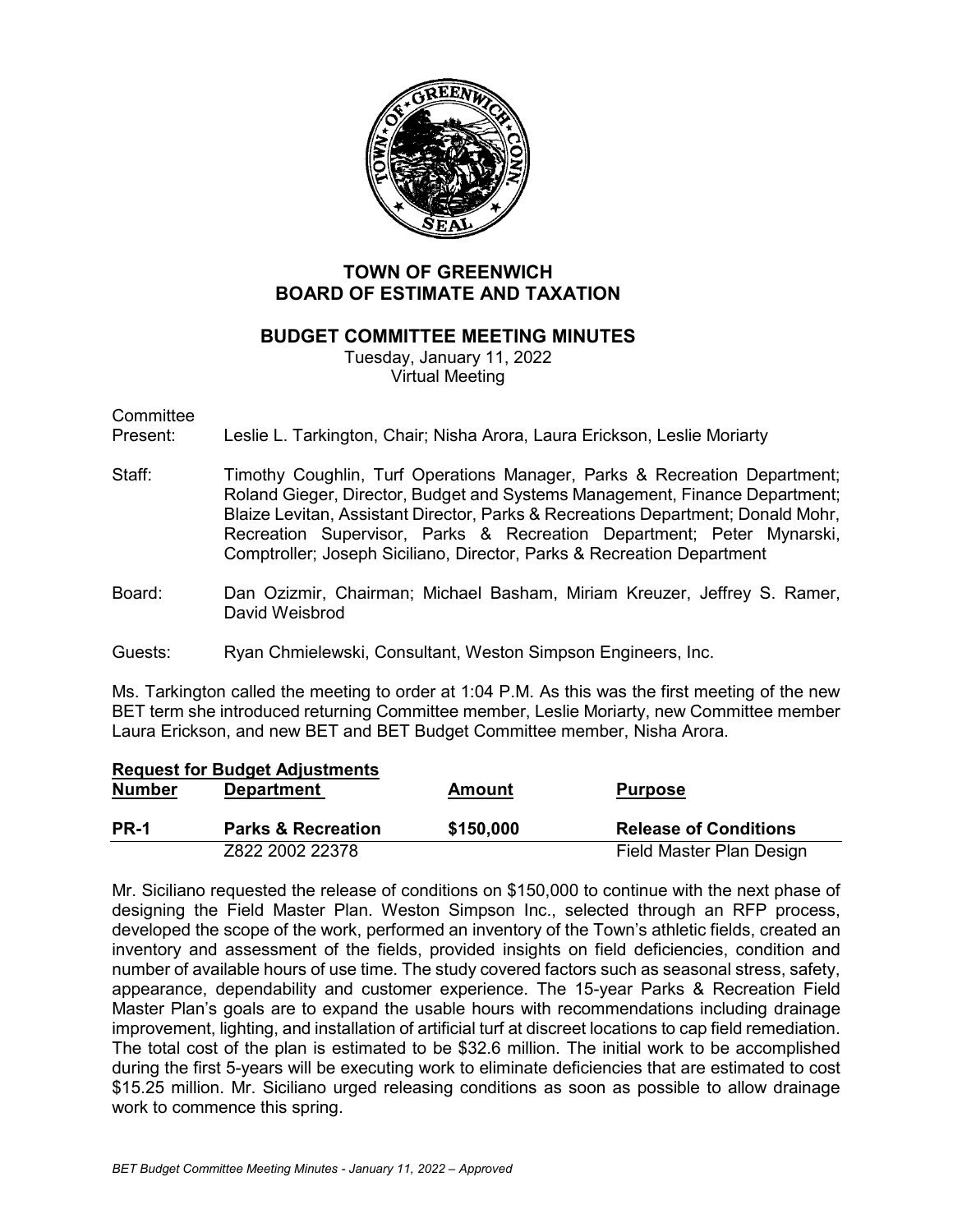# TOWN OF GREENWICH
# BOARD OF ESTIMATE AND TAXATION

## BUDGET COMMITTEE MEETING MINUTES

Tuesday, January 11, 2022
Virtual Meeting

**Committee Present:** Leslie L. Tarkington, Chair; Nisha Arora, Laura Erickson, Leslie Moriarty

**Staff:** Timothy Coughlin, Turf Operations Manager, Parks & Recreation Department; Roland Gieger, Director, Budget and Systems Management, Finance Department; Blaize Levitan, Assistant Director, Parks & Recreations Department; Donald Mohr, Recreation Supervisor, Parks & Recreation Department; Peter Mynarski, Comptroller; Joseph Siciliano, Director, Parks & Recreation Department

**Board:** Dan Ozizmir, Chairman; Michael Basham, Miriam Kreuzer, Jeffrey S. Ramer, David Weisbrod

**Guests:** Ryan Chmielewski, Consultant, Weston Simpson Engineers, Inc.

Ms. Tarkington called the meeting to order at 1:04 P.M. As this was the first meeting of the new BET term she introduced returning Committee member, Leslie Moriarty, new Committee member Laura Erickson, and new BET and BET Budget Committee member, Nisha Arora.

**Request for Budget Adjustments**

| Number | Department | Amount | Purpose |
|---|---|---|---|
| **PR-1** | **Parks & Recreation** | **$150,000** | **Release of Conditions** |
| | Z822 2002 22378 | | Field Master Plan Design |

Mr. Siciliano requested the release of conditions on $150,000 to continue with the next phase of designing the Field Master Plan. Weston Simpson Inc., selected through an RFP process, developed the scope of the work, performed an inventory of the Town's athletic fields, created an inventory and assessment of the fields, provided insights on field deficiencies, condition and number of available hours of use time. The study covered factors such as seasonal stress, safety, appearance, dependability and customer experience. The 15-year Parks & Recreation Field Master Plan's goals are to expand the usable hours with recommendations including drainage improvement, lighting, and installation of artificial turf at discreet locations to cap field remediation. The total cost of the plan is estimated to be $32.6 million. The initial work to be accomplished during the first 5-years will be executing work to eliminate deficiencies that are estimated to cost $15.25 million. Mr. Siciliano urged releasing conditions as soon as possible to allow drainage work to commence this spring.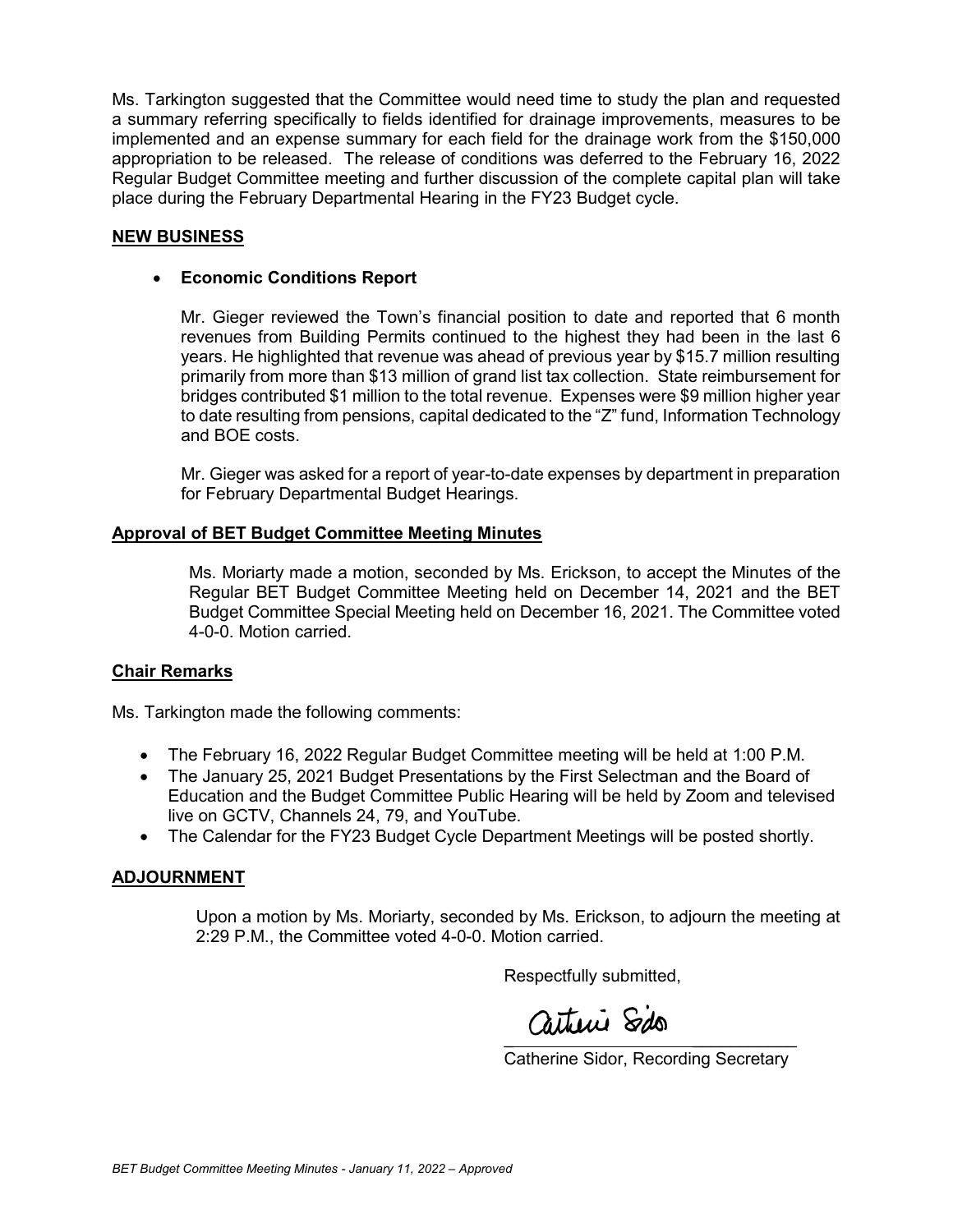Ms. Tarkington suggested that the Committee would need time to study the plan and requested a summary referring specifically to fields identified for drainage improvements, measures to be implemented and an expense summary for each field for the drainage work from the $150,000 appropriation to be released. The release of conditions was deferred to the February 16, 2022 Regular Budget Committee meeting and further discussion of the complete capital plan will take place during the February Departmental Hearing in the FY23 Budget cycle.

## NEW BUSINESS

- **Economic Conditions Report**

  Mr. Gieger reviewed the Town's financial position to date and reported that 6 month revenues from Building Permits continued to the highest they had been in the last 6 years. He highlighted that revenue was ahead of previous year by $15.7 million resulting primarily from more than $13 million of grand list tax collection. State reimbursement for bridges contributed $1 million to the total revenue. Expenses were $9 million higher year to date resulting from pensions, capital dedicated to the "Z" fund, Information Technology and BOE costs.

  Mr. Gieger was asked for a report of year-to-date expenses by department in preparation for February Departmental Budget Hearings.

## Approval of BET Budget Committee Meeting Minutes

Ms. Moriarty made a motion, seconded by Ms. Erickson, to accept the Minutes of the Regular BET Budget Committee Meeting held on December 14, 2021 and the BET Budget Committee Special Meeting held on December 16, 2021. The Committee voted 4-0-0. Motion carried.

## Chair Remarks

Ms. Tarkington made the following comments:

- The February 16, 2022 Regular Budget Committee meeting will be held at 1:00 P.M.
- The January 25, 2021 Budget Presentations by the First Selectman and the Board of Education and the Budget Committee Public Hearing will be held by Zoom and televised live on GCTV, Channels 24, 79, and YouTube.
- The Calendar for the FY23 Budget Cycle Department Meetings will be posted shortly.

## ADJOURNMENT

Upon a motion by Ms. Moriarty, seconded by Ms. Erickson, to adjourn the meeting at 2:29 P.M., the Committee voted 4-0-0. Motion carried.

Respectfully submitted,

Catherine Sidor

Catherine Sidor, Recording Secretary

*BET Budget Committee Meeting Minutes - January 11, 2022 – Approved*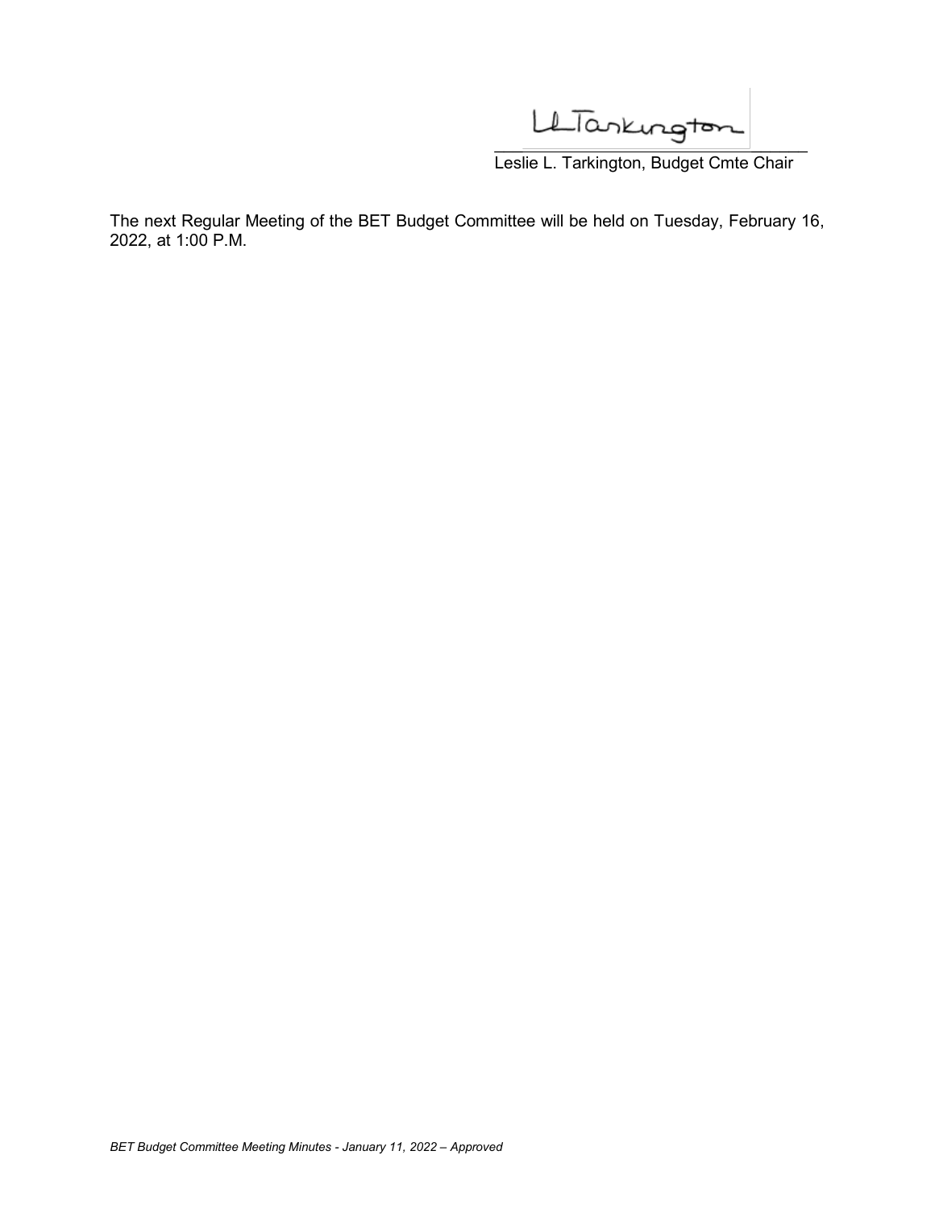LLTarkington

Leslie L. Tarkington, Budget Cmte Chair

The next Regular Meeting of the BET Budget Committee will be held on Tuesday, February 16, 2022, at 1:00 P.M.